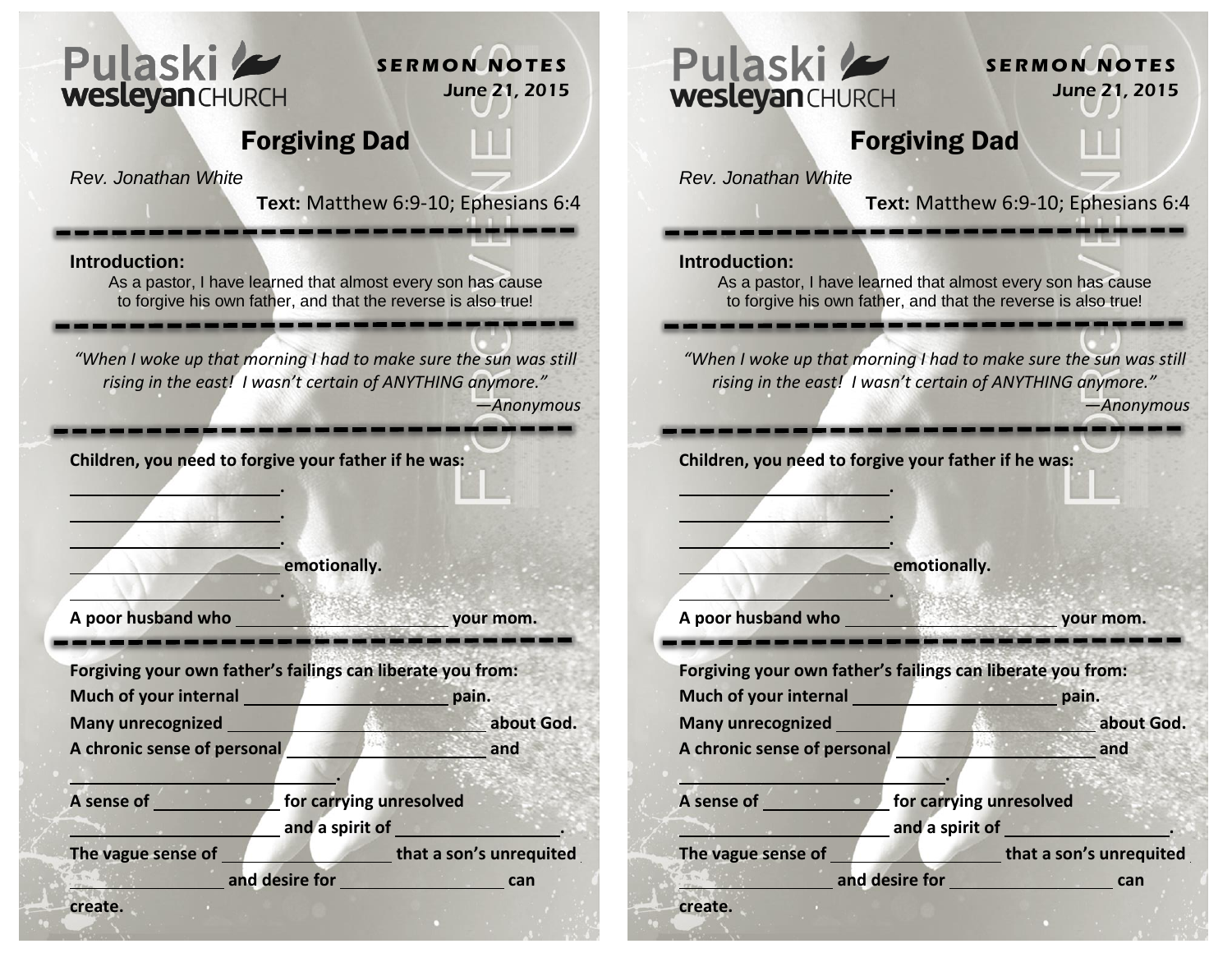Pulaski wesleyan CHURCH

**SERMON NOTES**
June 21, 2015

# Forgiving Dad

*Rev. Jonathan White*

**Text:** Matthew 6:9-10; Ephesians 6:4

---

**Introduction:**

As a pastor, I have learned that almost every son has cause to forgive his own father, and that the reverse is also true!

---

*"When I woke up that morning I had to make sure the sun was still rising in the east! I wasn't certain of ANYTHING anymore."*
*—Anonymous*

---

**Children, you need to forgive your father if he was:**

**____________________.**

**____________________.**

**____________________.**

**____________________ emotionally.**

**____________________.**

**A poor husband who ____________________ your mom.**

---

**Forgiving your own father's failings can liberate you from:**

**Much of your internal ____________________ pain.**

**Many unrecognized ________________________ about God.**

**A chronic sense of personal ____________________ and ________________________.**

**A sense of ____________ for carrying unresolved ____________________ and a spirit of ________________.**

**The vague sense of ________________ that a son's unrequited ______________ and desire for ________________ can create.**

---

Pulaski wesleyan CHURCH

**SERMON NOTES**
June 21, 2015

# Forgiving Dad

*Rev. Jonathan White*

**Text:** Matthew 6:9-10; Ephesians 6:4

---

**Introduction:**

As a pastor, I have learned that almost every son has cause to forgive his own father, and that the reverse is also true!

---

*"When I woke up that morning I had to make sure the sun was still rising in the east! I wasn't certain of ANYTHING anymore."*
*—Anonymous*

---

**Children, you need to forgive your father if he was:**

**____________________.**

**____________________.**

**____________________.**

**____________________ emotionally.**

**____________________.**

**A poor husband who ____________________ your mom.**

---

**Forgiving your own father's failings can liberate you from:**

**Much of your internal ____________________ pain.**

**Many unrecognized ________________________ about God.**

**A chronic sense of personal ____________________ and ________________________.**

**A sense of ____________ for carrying unresolved ____________________ and a spirit of ________________.**

**The vague sense of ________________ that a son's unrequited ______________ and desire for ________________ can create.**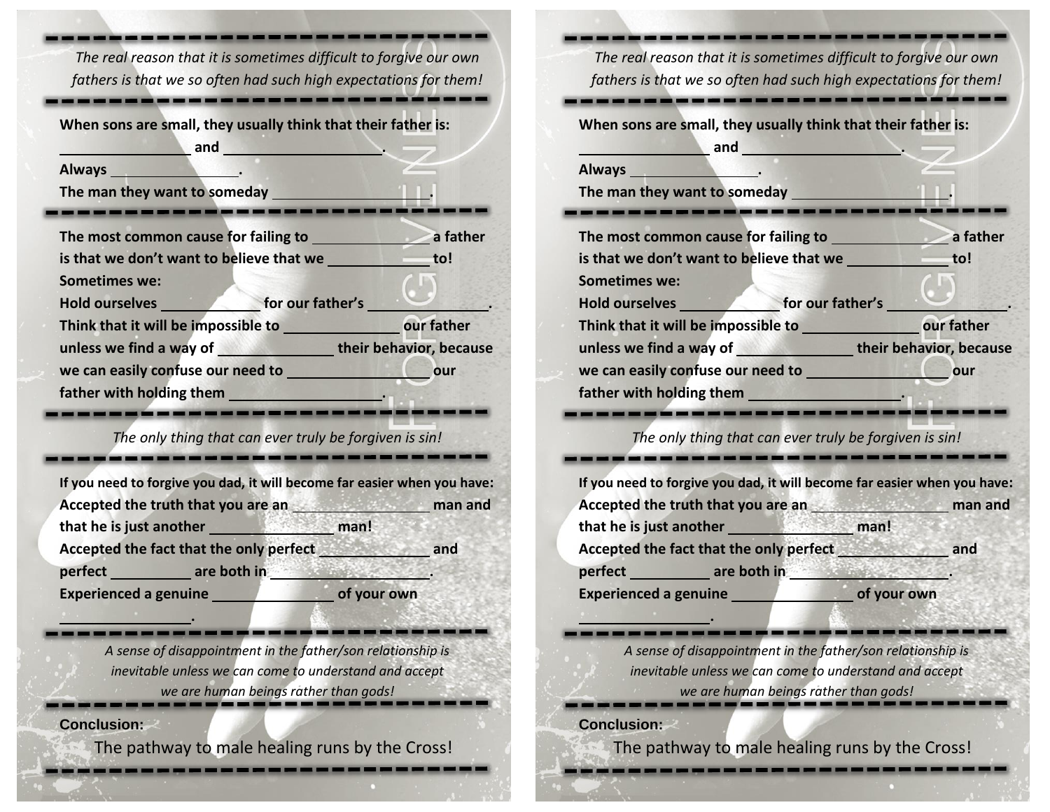*The real reason that it is sometimes difficult to forgive our own fathers is that we so often had such high expectations for them!*

**When sons are small, they usually think that their father is:**
**_______________ and ___________________.**
**Always _______________.**
**The man they want to someday _________________.**

**The most common cause for failing to ____________ a father is that we don't want to believe that we ___________ to!**
**Sometimes we:**
**Hold ourselves ____________ for our father's _______________.**
**Think that it will be impossible to ______________ our father unless we find a way of ______________ their behavior, because we can easily confuse our need to _________________ our father with holding them __________________.**

*The only thing that can ever truly be forgiven is sin!*

**If you need to forgive you dad, it will become far easier when you have:**
**Accepted the truth that you are an ________________ man and that he is just another _______________ man!**
**Accepted the fact that the only perfect _____________ and perfect __________ are both in ___________________.**
**Experienced a genuine _______________ of your own _______________.**

*A sense of disappointment in the father/son relationship is inevitable unless we can come to understand and accept we are human beings rather than gods!*

**Conclusion:**
The pathway to male healing runs by the Cross!

*The real reason that it is sometimes difficult to forgive our own fathers is that we so often had such high expectations for them!*

**When sons are small, they usually think that their father is:**
**_______________ and ___________________.**
**Always _______________.**
**The man they want to someday _________________.**

**The most common cause for failing to ____________ a father is that we don't want to believe that we ___________ to!**
**Sometimes we:**
**Hold ourselves ____________ for our father's _______________.**
**Think that it will be impossible to ______________ our father unless we find a way of ______________ their behavior, because we can easily confuse our need to _________________ our father with holding them __________________.**

*The only thing that can ever truly be forgiven is sin!*

**If you need to forgive you dad, it will become far easier when you have:**
**Accepted the truth that you are an ________________ man and that he is just another _______________ man!**
**Accepted the fact that the only perfect _____________ and perfect __________ are both in ___________________.**
**Experienced a genuine _______________ of your own _______________.**

*A sense of disappointment in the father/son relationship is inevitable unless we can come to understand and accept we are human beings rather than gods!*

**Conclusion:**
The pathway to male healing runs by the Cross!